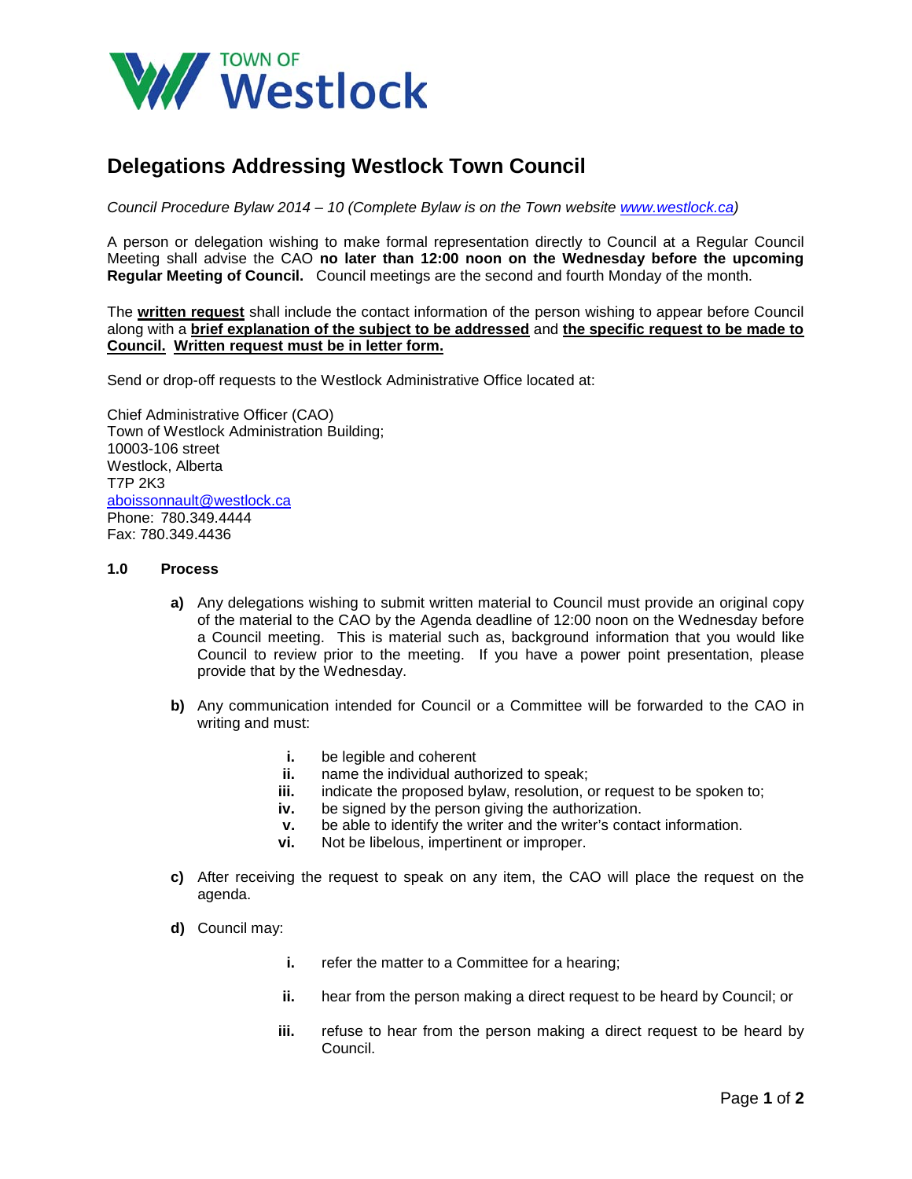TOWN OF **Westlock**

# Delegations Addressing Westlock Town Council

*Council Procedure Bylaw 2014 – 10 (Complete Bylaw is on the Town website [www.westlock.ca](www.westlock.ca))*

A person or delegation wishing to make formal representation directly to Council at a Regular Council Meeting shall advise the CAO **no later than 12:00 noon on the Wednesday before the upcoming Regular Meeting of Council.** Council meetings are the second and fourth Monday of the month.

The **written request** shall include the contact information of the person wishing to appear before Council along with a **brief explanation of the subject to be addressed** and **the specific request to be made to Council. Written request must be in letter form.**

Send or drop-off requests to the Westlock Administrative Office located at:

Chief Administrative Officer (CAO)
Town of Westlock Administration Building;
10003-106 street
Westlock, Alberta
T7P 2K3
[aboissonnault@westlock.ca](mailto:aboissonnault@westlock.ca)
Phone: 780.349.4444
Fax: 780.349.4436

**1.0 Process**

**a)** Any delegations wishing to submit written material to Council must provide an original copy of the material to the CAO by the Agenda deadline of 12:00 noon on the Wednesday before a Council meeting. This is material such as, background information that you would like Council to review prior to the meeting. If you have a power point presentation, please provide that by the Wednesday.

**b)** Any communication intended for Council or a Committee will be forwarded to the CAO in writing and must:

- **i.** be legible and coherent
- **ii.** name the individual authorized to speak;
- **iii.** indicate the proposed bylaw, resolution, or request to be spoken to;
- **iv.** be signed by the person giving the authorization.
- **v.** be able to identify the writer and the writer's contact information.
- **vi.** Not be libelous, impertinent or improper.

**c)** After receiving the request to speak on any item, the CAO will place the request on the agenda.

**d)** Council may:

- **i.** refer the matter to a Committee for a hearing;
- **ii.** hear from the person making a direct request to be heard by Council; or
- **iii.** refuse to hear from the person making a direct request to be heard by Council.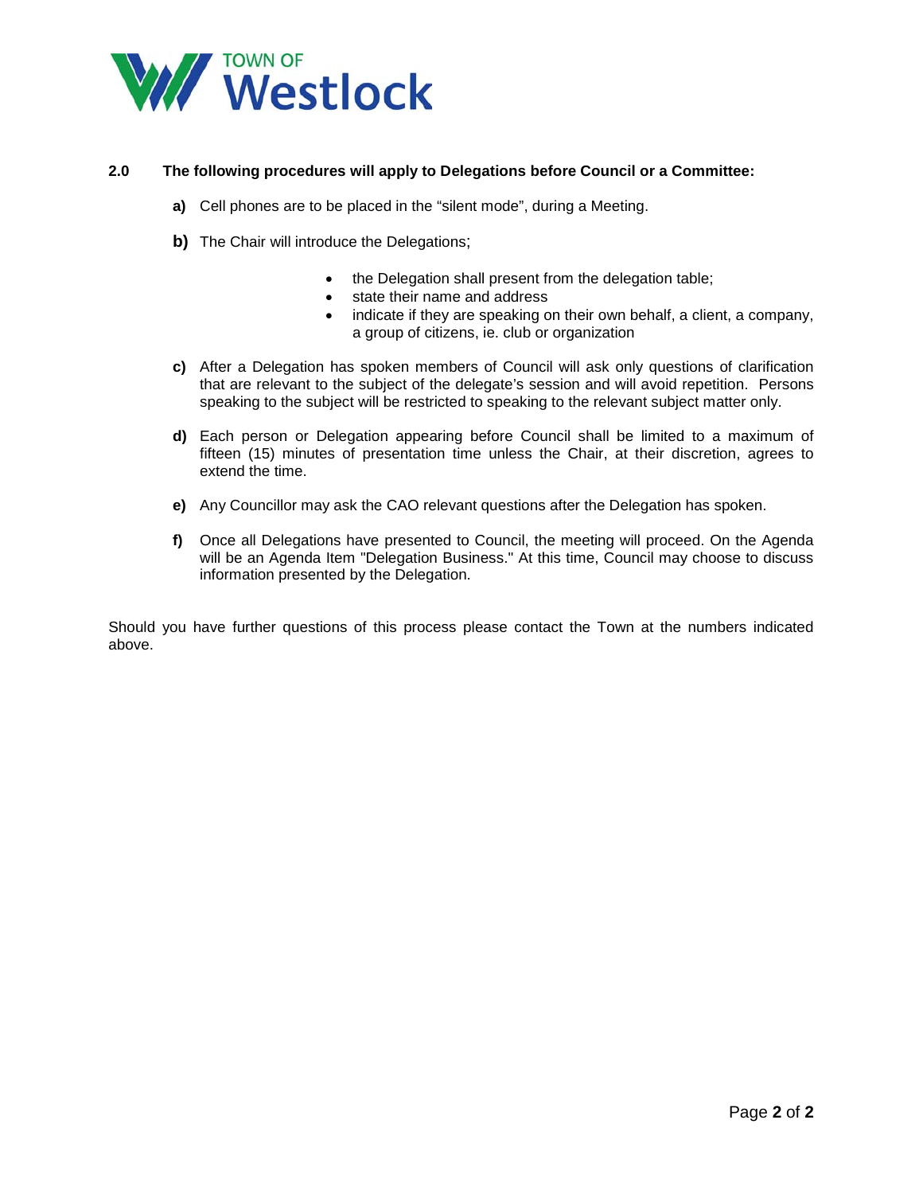**2.0 The following procedures will apply to Delegations before Council or a Committee:**

**a)** Cell phones are to be placed in the "silent mode", during a Meeting.

**b)** The Chair will introduce the Delegations;

- the Delegation shall present from the delegation table;
- state their name and address
- indicate if they are speaking on their own behalf, a client, a company, a group of citizens, ie. club or organization

**c)** After a Delegation has spoken members of Council will ask only questions of clarification that are relevant to the subject of the delegate's session and will avoid repetition. Persons speaking to the subject will be restricted to speaking to the relevant subject matter only.

**d)** Each person or Delegation appearing before Council shall be limited to a maximum of fifteen (15) minutes of presentation time unless the Chair, at their discretion, agrees to extend the time.

**e)** Any Councillor may ask the CAO relevant questions after the Delegation has spoken.

**f)** Once all Delegations have presented to Council, the meeting will proceed. On the Agenda will be an Agenda Item "Delegation Business." At this time, Council may choose to discuss information presented by the Delegation.

Should you have further questions of this process please contact the Town at the numbers indicated above.